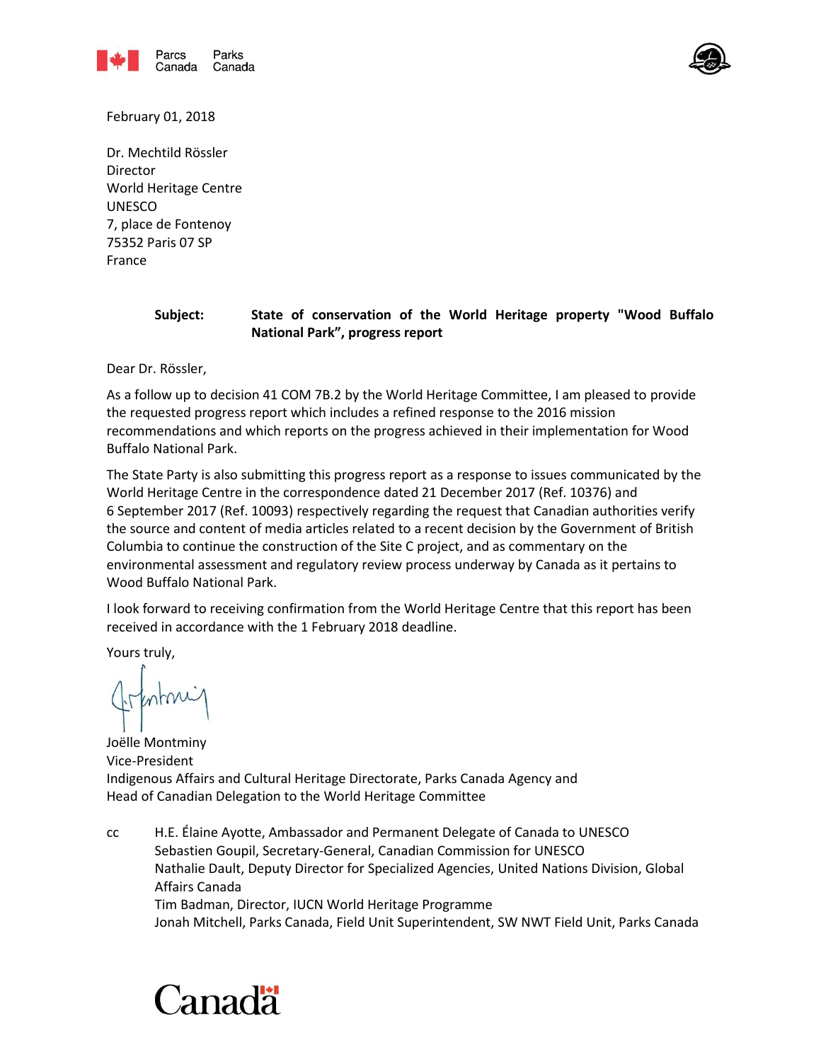Parcs Canada Parks Canada

February 01, 2018

Dr. Mechtild Rössler
Director
World Heritage Centre
UNESCO
7, place de Fontenoy
75352 Paris 07 SP
France

**Subject:** **State of conservation of the World Heritage property "Wood Buffalo National Park", progress report**

Dear Dr. Rössler,

As a follow up to decision 41 COM 7B.2 by the World Heritage Committee, I am pleased to provide the requested progress report which includes a refined response to the 2016 mission recommendations and which reports on the progress achieved in their implementation for Wood Buffalo National Park.

The State Party is also submitting this progress report as a response to issues communicated by the World Heritage Centre in the correspondence dated 21 December 2017 (Ref. 10376) and 6 September 2017 (Ref. 10093) respectively regarding the request that Canadian authorities verify the source and content of media articles related to a recent decision by the Government of British Columbia to continue the construction of the Site C project, and as commentary on the environmental assessment and regulatory review process underway by Canada as it pertains to Wood Buffalo National Park.

I look forward to receiving confirmation from the World Heritage Centre that this report has been received in accordance with the 1 February 2018 deadline.

Yours truly,

Joëlle Montminy
Vice-President
Indigenous Affairs and Cultural Heritage Directorate, Parks Canada Agency and
Head of Canadian Delegation to the World Heritage Committee

cc H.E. Élaine Ayotte, Ambassador and Permanent Delegate of Canada to UNESCO
Sebastien Goupil, Secretary-General, Canadian Commission for UNESCO
Nathalie Dault, Deputy Director for Specialized Agencies, United Nations Division, Global Affairs Canada
Tim Badman, Director, IUCN World Heritage Programme
Jonah Mitchell, Parks Canada, Field Unit Superintendent, SW NWT Field Unit, Parks Canada

Canada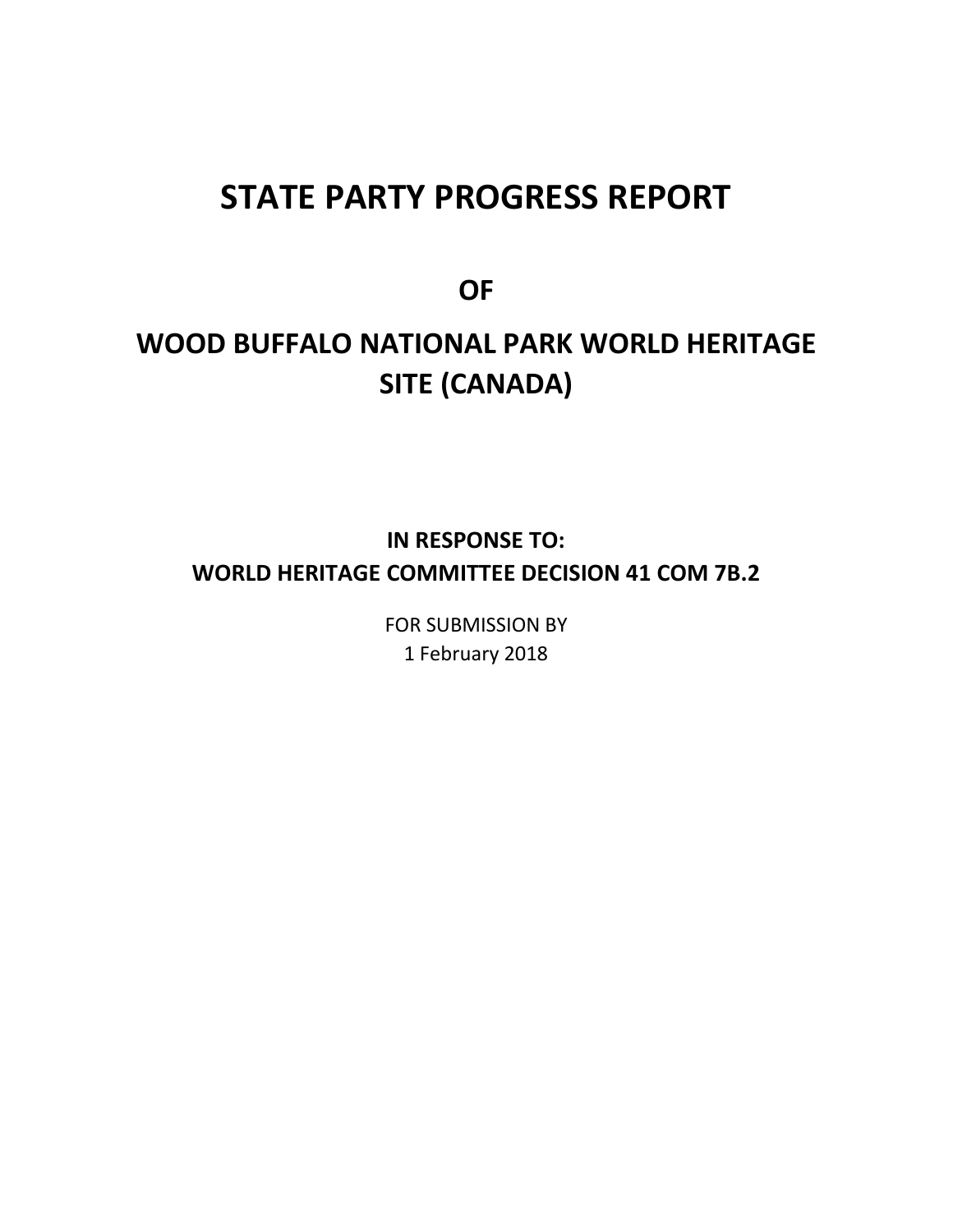# STATE PARTY PROGRESS REPORT

## OF

# WOOD BUFFALO NATIONAL PARK WORLD HERITAGE SITE (CANADA)

**IN RESPONSE TO:**
**WORLD HERITAGE COMMITTEE DECISION 41 COM 7B.2**

FOR SUBMISSION BY
1 February 2018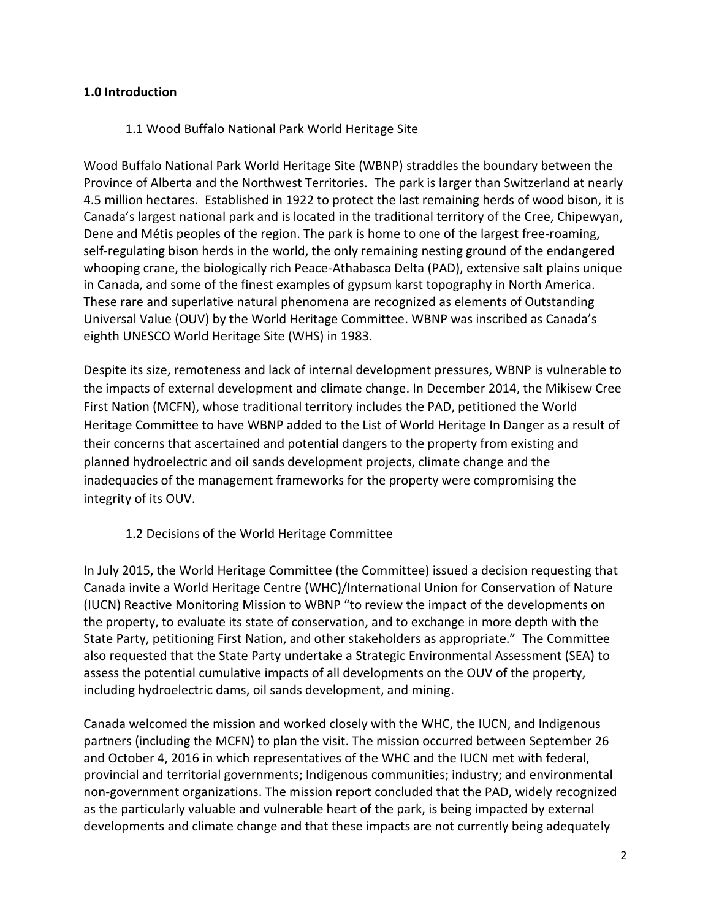## 1.0 Introduction

### 1.1 Wood Buffalo National Park World Heritage Site

Wood Buffalo National Park World Heritage Site (WBNP) straddles the boundary between the Province of Alberta and the Northwest Territories. The park is larger than Switzerland at nearly 4.5 million hectares. Established in 1922 to protect the last remaining herds of wood bison, it is Canada's largest national park and is located in the traditional territory of the Cree, Chipewyan, Dene and Métis peoples of the region. The park is home to one of the largest free-roaming, self-regulating bison herds in the world, the only remaining nesting ground of the endangered whooping crane, the biologically rich Peace-Athabasca Delta (PAD), extensive salt plains unique in Canada, and some of the finest examples of gypsum karst topography in North America. These rare and superlative natural phenomena are recognized as elements of Outstanding Universal Value (OUV) by the World Heritage Committee. WBNP was inscribed as Canada's eighth UNESCO World Heritage Site (WHS) in 1983.

Despite its size, remoteness and lack of internal development pressures, WBNP is vulnerable to the impacts of external development and climate change. In December 2014, the Mikisew Cree First Nation (MCFN), whose traditional territory includes the PAD, petitioned the World Heritage Committee to have WBNP added to the List of World Heritage In Danger as a result of their concerns that ascertained and potential dangers to the property from existing and planned hydroelectric and oil sands development projects, climate change and the inadequacies of the management frameworks for the property were compromising the integrity of its OUV.

### 1.2 Decisions of the World Heritage Committee

In July 2015, the World Heritage Committee (the Committee) issued a decision requesting that Canada invite a World Heritage Centre (WHC)/International Union for Conservation of Nature (IUCN) Reactive Monitoring Mission to WBNP "to review the impact of the developments on the property, to evaluate its state of conservation, and to exchange in more depth with the State Party, petitioning First Nation, and other stakeholders as appropriate." The Committee also requested that the State Party undertake a Strategic Environmental Assessment (SEA) to assess the potential cumulative impacts of all developments on the OUV of the property, including hydroelectric dams, oil sands development, and mining.

Canada welcomed the mission and worked closely with the WHC, the IUCN, and Indigenous partners (including the MCFN) to plan the visit. The mission occurred between September 26 and October 4, 2016 in which representatives of the WHC and the IUCN met with federal, provincial and territorial governments; Indigenous communities; industry; and environmental non-government organizations. The mission report concluded that the PAD, widely recognized as the particularly valuable and vulnerable heart of the park, is being impacted by external developments and climate change and that these impacts are not currently being adequately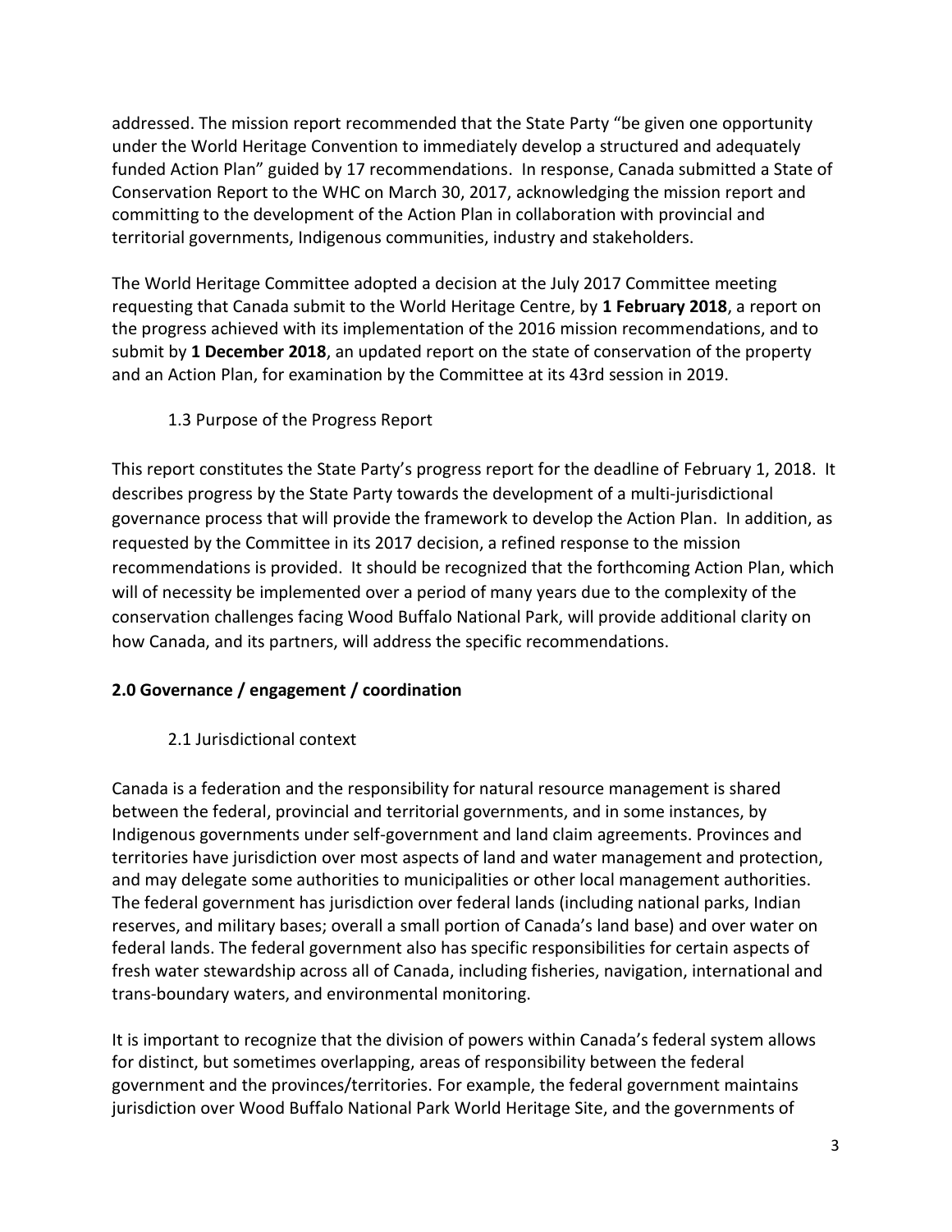addressed. The mission report recommended that the State Party "be given one opportunity under the World Heritage Convention to immediately develop a structured and adequately funded Action Plan" guided by 17 recommendations. In response, Canada submitted a State of Conservation Report to the WHC on March 30, 2017, acknowledging the mission report and committing to the development of the Action Plan in collaboration with provincial and territorial governments, Indigenous communities, industry and stakeholders.

The World Heritage Committee adopted a decision at the July 2017 Committee meeting requesting that Canada submit to the World Heritage Centre, by **1 February 2018**, a report on the progress achieved with its implementation of the 2016 mission recommendations, and to submit by **1 December 2018**, an updated report on the state of conservation of the property and an Action Plan, for examination by the Committee at its 43rd session in 2019.

### 1.3 Purpose of the Progress Report

This report constitutes the State Party's progress report for the deadline of February 1, 2018. It describes progress by the State Party towards the development of a multi-jurisdictional governance process that will provide the framework to develop the Action Plan. In addition, as requested by the Committee in its 2017 decision, a refined response to the mission recommendations is provided. It should be recognized that the forthcoming Action Plan, which will of necessity be implemented over a period of many years due to the complexity of the conservation challenges facing Wood Buffalo National Park, will provide additional clarity on how Canada, and its partners, will address the specific recommendations.

## 2.0 Governance / engagement / coordination

### 2.1 Jurisdictional context

Canada is a federation and the responsibility for natural resource management is shared between the federal, provincial and territorial governments, and in some instances, by Indigenous governments under self-government and land claim agreements. Provinces and territories have jurisdiction over most aspects of land and water management and protection, and may delegate some authorities to municipalities or other local management authorities. The federal government has jurisdiction over federal lands (including national parks, Indian reserves, and military bases; overall a small portion of Canada's land base) and over water on federal lands. The federal government also has specific responsibilities for certain aspects of fresh water stewardship across all of Canada, including fisheries, navigation, international and trans-boundary waters, and environmental monitoring.

It is important to recognize that the division of powers within Canada's federal system allows for distinct, but sometimes overlapping, areas of responsibility between the federal government and the provinces/territories. For example, the federal government maintains jurisdiction over Wood Buffalo National Park World Heritage Site, and the governments of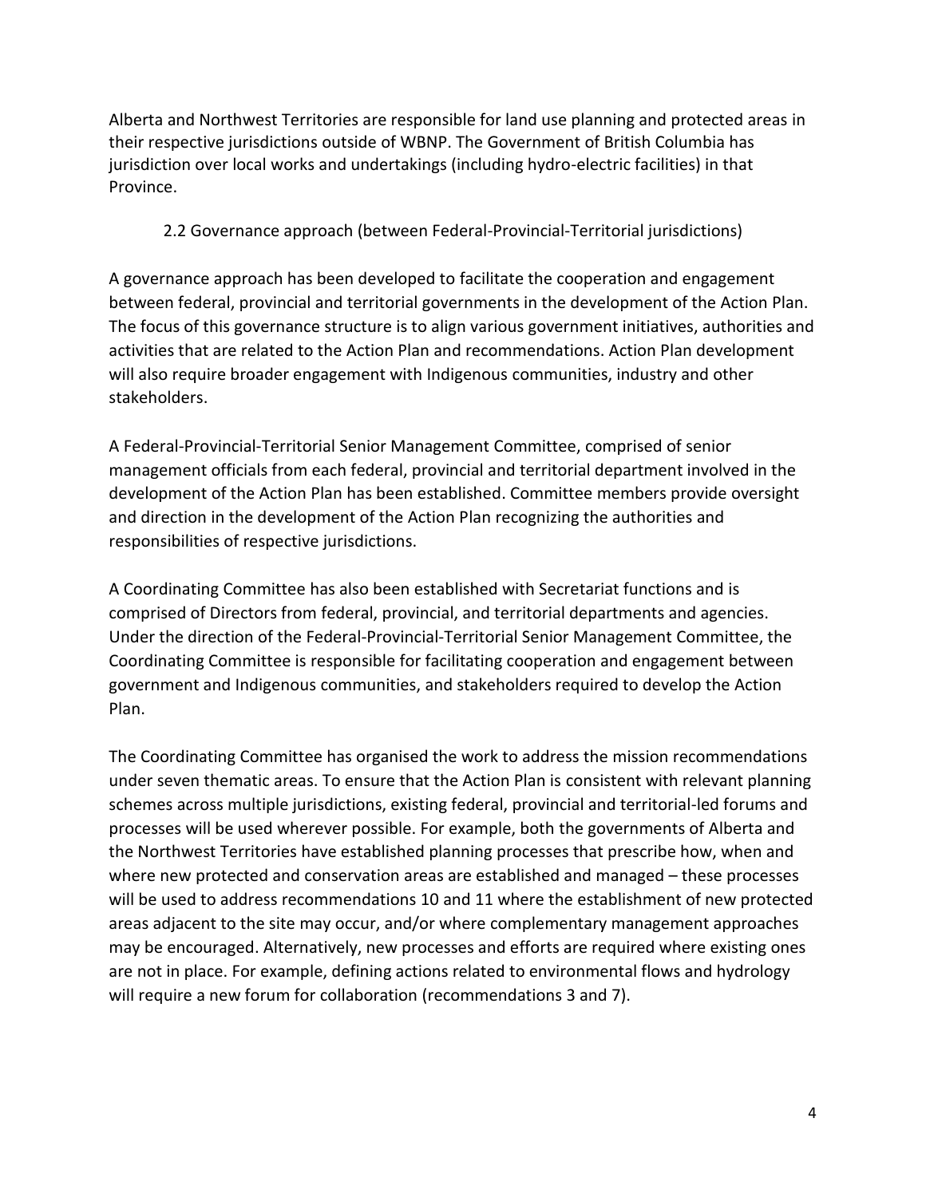Alberta and Northwest Territories are responsible for land use planning and protected areas in their respective jurisdictions outside of WBNP. The Government of British Columbia has jurisdiction over local works and undertakings (including hydro-electric facilities) in that Province.

### 2.2 Governance approach (between Federal-Provincial-Territorial jurisdictions)

A governance approach has been developed to facilitate the cooperation and engagement between federal, provincial and territorial governments in the development of the Action Plan. The focus of this governance structure is to align various government initiatives, authorities and activities that are related to the Action Plan and recommendations. Action Plan development will also require broader engagement with Indigenous communities, industry and other stakeholders.

A Federal-Provincial-Territorial Senior Management Committee, comprised of senior management officials from each federal, provincial and territorial department involved in the development of the Action Plan has been established. Committee members provide oversight and direction in the development of the Action Plan recognizing the authorities and responsibilities of respective jurisdictions.

A Coordinating Committee has also been established with Secretariat functions and is comprised of Directors from federal, provincial, and territorial departments and agencies. Under the direction of the Federal-Provincial-Territorial Senior Management Committee, the Coordinating Committee is responsible for facilitating cooperation and engagement between government and Indigenous communities, and stakeholders required to develop the Action Plan.

The Coordinating Committee has organised the work to address the mission recommendations under seven thematic areas. To ensure that the Action Plan is consistent with relevant planning schemes across multiple jurisdictions, existing federal, provincial and territorial-led forums and processes will be used wherever possible. For example, both the governments of Alberta and the Northwest Territories have established planning processes that prescribe how, when and where new protected and conservation areas are established and managed – these processes will be used to address recommendations 10 and 11 where the establishment of new protected areas adjacent to the site may occur, and/or where complementary management approaches may be encouraged. Alternatively, new processes and efforts are required where existing ones are not in place. For example, defining actions related to environmental flows and hydrology will require a new forum for collaboration (recommendations 3 and 7).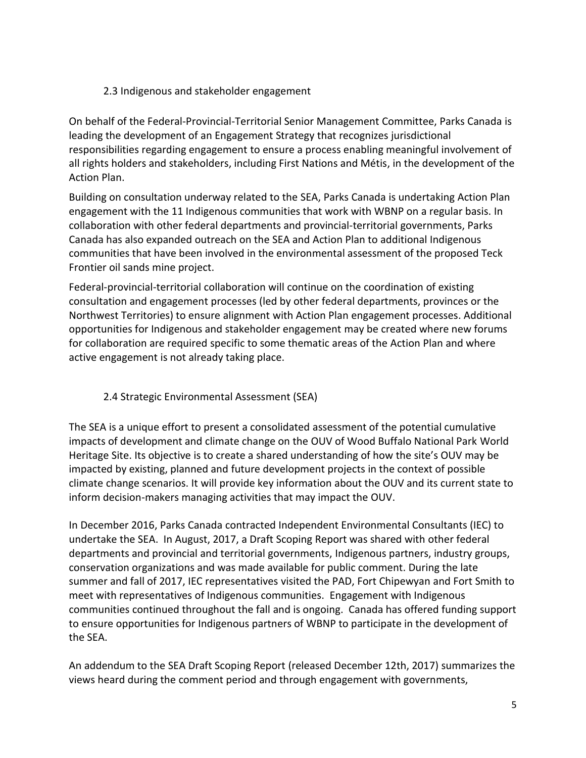### 2.3 Indigenous and stakeholder engagement

On behalf of the Federal-Provincial-Territorial Senior Management Committee, Parks Canada is leading the development of an Engagement Strategy that recognizes jurisdictional responsibilities regarding engagement to ensure a process enabling meaningful involvement of all rights holders and stakeholders, including First Nations and Métis, in the development of the Action Plan.

Building on consultation underway related to the SEA, Parks Canada is undertaking Action Plan engagement with the 11 Indigenous communities that work with WBNP on a regular basis. In collaboration with other federal departments and provincial-territorial governments, Parks Canada has also expanded outreach on the SEA and Action Plan to additional Indigenous communities that have been involved in the environmental assessment of the proposed Teck Frontier oil sands mine project.

Federal-provincial-territorial collaboration will continue on the coordination of existing consultation and engagement processes (led by other federal departments, provinces or the Northwest Territories) to ensure alignment with Action Plan engagement processes. Additional opportunities for Indigenous and stakeholder engagement may be created where new forums for collaboration are required specific to some thematic areas of the Action Plan and where active engagement is not already taking place.

### 2.4 Strategic Environmental Assessment (SEA)

The SEA is a unique effort to present a consolidated assessment of the potential cumulative impacts of development and climate change on the OUV of Wood Buffalo National Park World Heritage Site. Its objective is to create a shared understanding of how the site's OUV may be impacted by existing, planned and future development projects in the context of possible climate change scenarios. It will provide key information about the OUV and its current state to inform decision-makers managing activities that may impact the OUV.

In December 2016, Parks Canada contracted Independent Environmental Consultants (IEC) to undertake the SEA. In August, 2017, a Draft Scoping Report was shared with other federal departments and provincial and territorial governments, Indigenous partners, industry groups, conservation organizations and was made available for public comment. During the late summer and fall of 2017, IEC representatives visited the PAD, Fort Chipewyan and Fort Smith to meet with representatives of Indigenous communities. Engagement with Indigenous communities continued throughout the fall and is ongoing. Canada has offered funding support to ensure opportunities for Indigenous partners of WBNP to participate in the development of the SEA.

An addendum to the SEA Draft Scoping Report (released December 12th, 2017) summarizes the views heard during the comment period and through engagement with governments,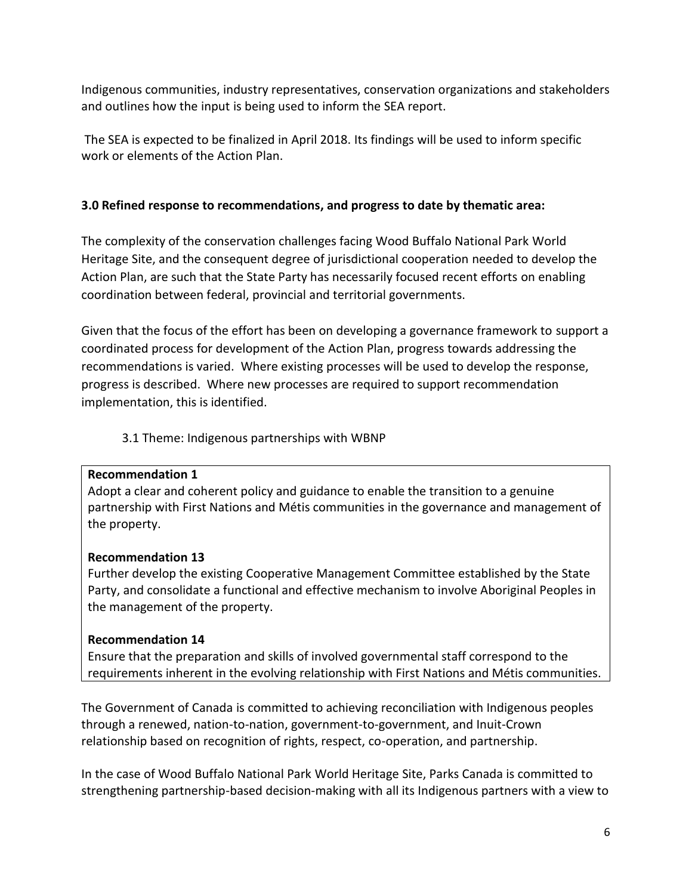Indigenous communities, industry representatives, conservation organizations and stakeholders and outlines how the input is being used to inform the SEA report.

The SEA is expected to be finalized in April 2018. Its findings will be used to inform specific work or elements of the Action Plan.

## 3.0 Refined response to recommendations, and progress to date by thematic area:

The complexity of the conservation challenges facing Wood Buffalo National Park World Heritage Site, and the consequent degree of jurisdictional cooperation needed to develop the Action Plan, are such that the State Party has necessarily focused recent efforts on enabling coordination between federal, provincial and territorial governments.

Given that the focus of the effort has been on developing a governance framework to support a coordinated process for development of the Action Plan, progress towards addressing the recommendations is varied. Where existing processes will be used to develop the response, progress is described. Where new processes are required to support recommendation implementation, this is identified.

### 3.1 Theme: Indigenous partnerships with WBNP

**Recommendation 1**
Adopt a clear and coherent policy and guidance to enable the transition to a genuine partnership with First Nations and Métis communities in the governance and management of the property.

**Recommendation 13**
Further develop the existing Cooperative Management Committee established by the State Party, and consolidate a functional and effective mechanism to involve Aboriginal Peoples in the management of the property.

**Recommendation 14**
Ensure that the preparation and skills of involved governmental staff correspond to the requirements inherent in the evolving relationship with First Nations and Métis communities.

The Government of Canada is committed to achieving reconciliation with Indigenous peoples through a renewed, nation-to-nation, government-to-government, and Inuit-Crown relationship based on recognition of rights, respect, co-operation, and partnership.

In the case of Wood Buffalo National Park World Heritage Site, Parks Canada is committed to strengthening partnership-based decision-making with all its Indigenous partners with a view to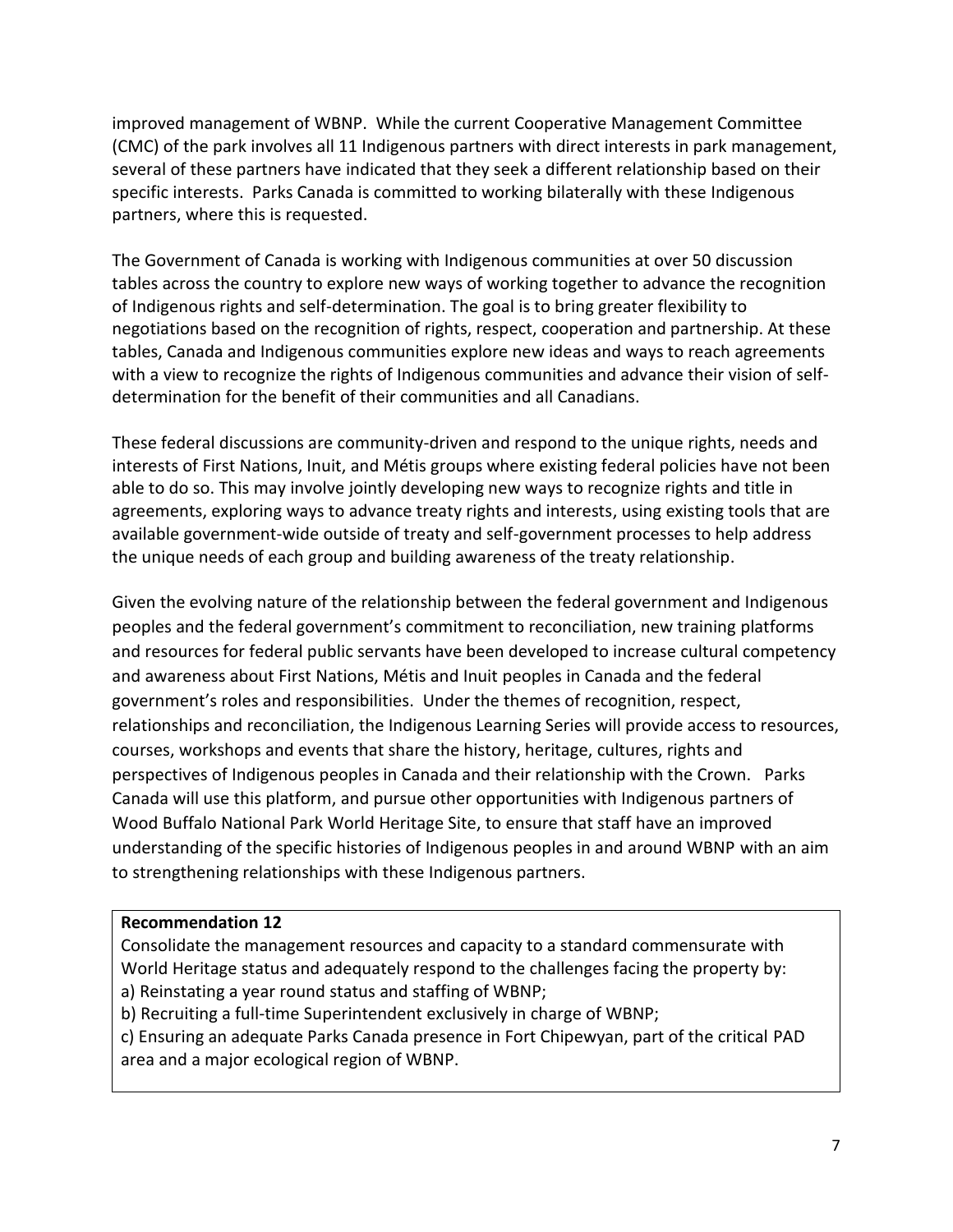improved management of WBNP. While the current Cooperative Management Committee (CMC) of the park involves all 11 Indigenous partners with direct interests in park management, several of these partners have indicated that they seek a different relationship based on their specific interests. Parks Canada is committed to working bilaterally with these Indigenous partners, where this is requested.

The Government of Canada is working with Indigenous communities at over 50 discussion tables across the country to explore new ways of working together to advance the recognition of Indigenous rights and self-determination. The goal is to bring greater flexibility to negotiations based on the recognition of rights, respect, cooperation and partnership. At these tables, Canada and Indigenous communities explore new ideas and ways to reach agreements with a view to recognize the rights of Indigenous communities and advance their vision of self-determination for the benefit of their communities and all Canadians.

These federal discussions are community-driven and respond to the unique rights, needs and interests of First Nations, Inuit, and Métis groups where existing federal policies have not been able to do so. This may involve jointly developing new ways to recognize rights and title in agreements, exploring ways to advance treaty rights and interests, using existing tools that are available government-wide outside of treaty and self-government processes to help address the unique needs of each group and building awareness of the treaty relationship.

Given the evolving nature of the relationship between the federal government and Indigenous peoples and the federal government's commitment to reconciliation, new training platforms and resources for federal public servants have been developed to increase cultural competency and awareness about First Nations, Métis and Inuit peoples in Canada and the federal government's roles and responsibilities. Under the themes of recognition, respect, relationships and reconciliation, the Indigenous Learning Series will provide access to resources, courses, workshops and events that share the history, heritage, cultures, rights and perspectives of Indigenous peoples in Canada and their relationship with the Crown. Parks Canada will use this platform, and pursue other opportunities with Indigenous partners of Wood Buffalo National Park World Heritage Site, to ensure that staff have an improved understanding of the specific histories of Indigenous peoples in and around WBNP with an aim to strengthening relationships with these Indigenous partners.

**Recommendation 12**

Consolidate the management resources and capacity to a standard commensurate with World Heritage status and adequately respond to the challenges facing the property by:

a) Reinstating a year round status and staffing of WBNP;

b) Recruiting a full-time Superintendent exclusively in charge of WBNP;

c) Ensuring an adequate Parks Canada presence in Fort Chipewyan, part of the critical PAD area and a major ecological region of WBNP.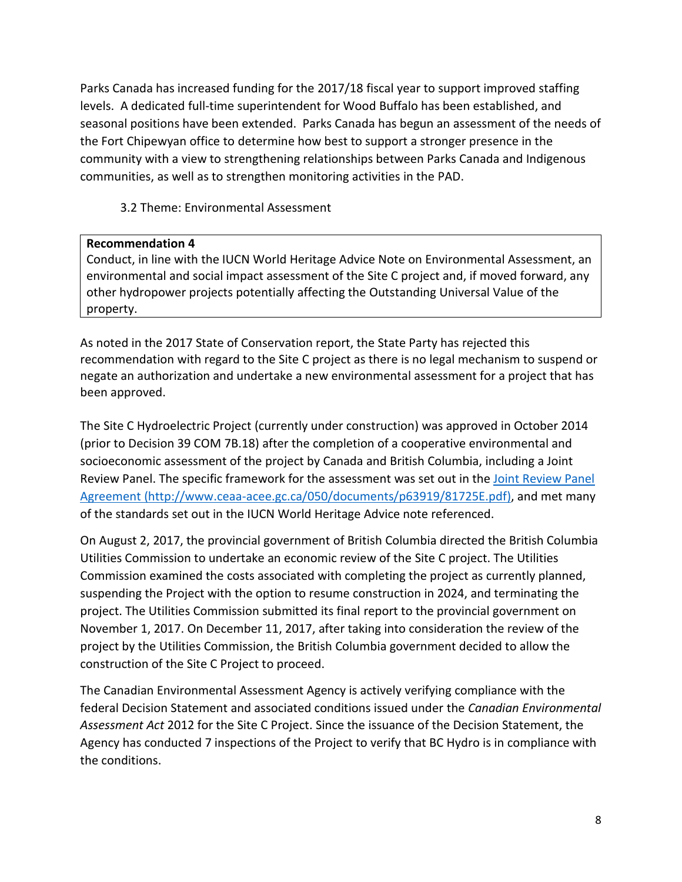Parks Canada has increased funding for the 2017/18 fiscal year to support improved staffing levels. A dedicated full-time superintendent for Wood Buffalo has been established, and seasonal positions have been extended. Parks Canada has begun an assessment of the needs of the Fort Chipewyan office to determine how best to support a stronger presence in the community with a view to strengthening relationships between Parks Canada and Indigenous communities, as well as to strengthen monitoring activities in the PAD.

### 3.2 Theme: Environmental Assessment

| **Recommendation 4** |
|---|
| Conduct, in line with the IUCN World Heritage Advice Note on Environmental Assessment, an environmental and social impact assessment of the Site C project and, if moved forward, any other hydropower projects potentially affecting the Outstanding Universal Value of the property. |

As noted in the 2017 State of Conservation report, the State Party has rejected this recommendation with regard to the Site C project as there is no legal mechanism to suspend or negate an authorization and undertake a new environmental assessment for a project that has been approved.

The Site C Hydroelectric Project (currently under construction) was approved in October 2014 (prior to Decision 39 COM 7B.18) after the completion of a cooperative environmental and socioeconomic assessment of the project by Canada and British Columbia, including a Joint Review Panel. The specific framework for the assessment was set out in the [Joint Review Panel Agreement (http://www.ceaa-acee.gc.ca/050/documents/p63919/81725E.pdf)](http://www.ceaa-acee.gc.ca/050/documents/p63919/81725E.pdf), and met many of the standards set out in the IUCN World Heritage Advice note referenced.

On August 2, 2017, the provincial government of British Columbia directed the British Columbia Utilities Commission to undertake an economic review of the Site C project. The Utilities Commission examined the costs associated with completing the project as currently planned, suspending the Project with the option to resume construction in 2024, and terminating the project. The Utilities Commission submitted its final report to the provincial government on November 1, 2017. On December 11, 2017, after taking into consideration the review of the project by the Utilities Commission, the British Columbia government decided to allow the construction of the Site C Project to proceed.

The Canadian Environmental Assessment Agency is actively verifying compliance with the federal Decision Statement and associated conditions issued under the *Canadian Environmental Assessment Act* 2012 for the Site C Project. Since the issuance of the Decision Statement, the Agency has conducted 7 inspections of the Project to verify that BC Hydro is in compliance with the conditions.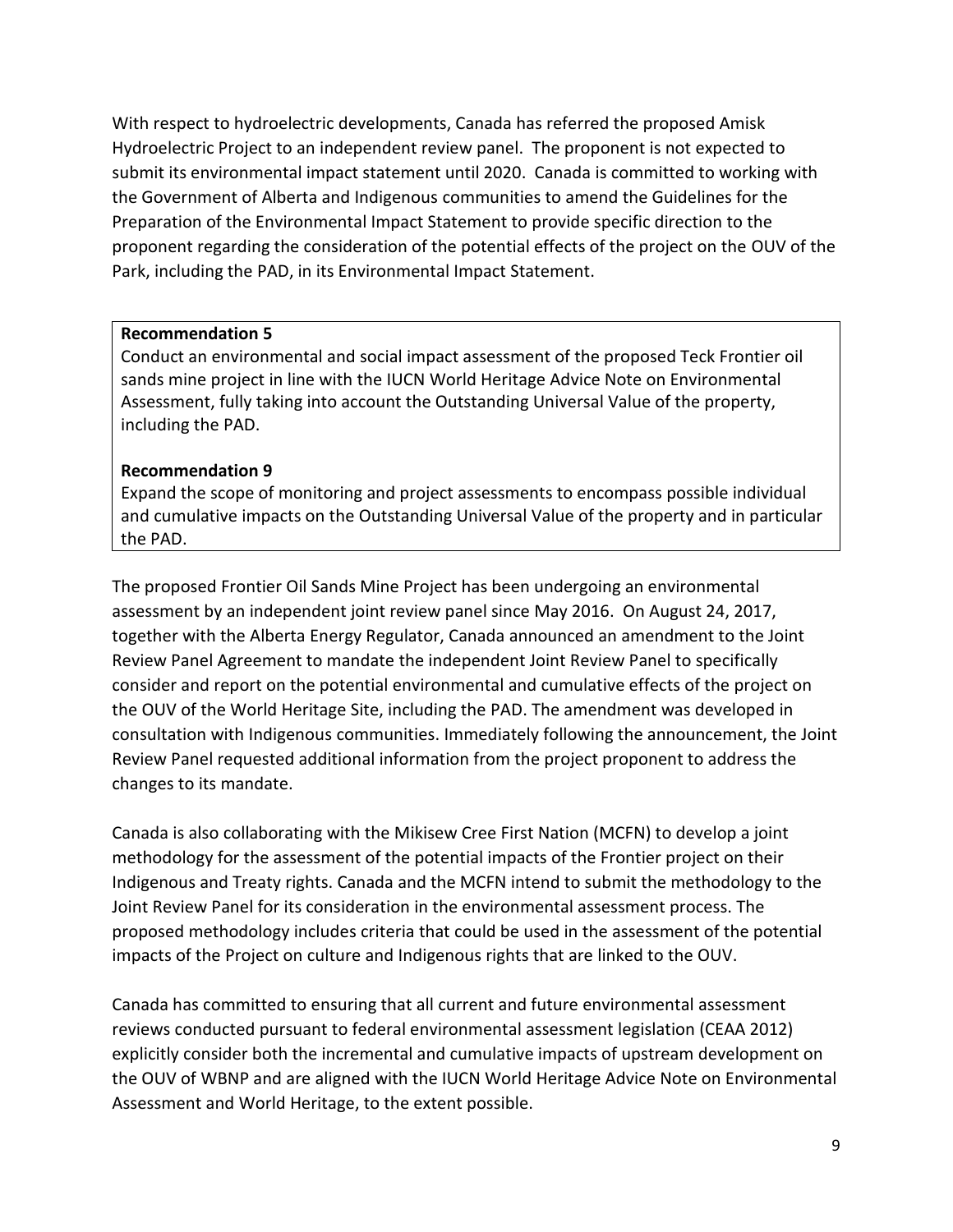With respect to hydroelectric developments, Canada has referred the proposed Amisk Hydroelectric Project to an independent review panel. The proponent is not expected to submit its environmental impact statement until 2020. Canada is committed to working with the Government of Alberta and Indigenous communities to amend the Guidelines for the Preparation of the Environmental Impact Statement to provide specific direction to the proponent regarding the consideration of the potential effects of the project on the OUV of the Park, including the PAD, in its Environmental Impact Statement.

> **Recommendation 5**
> Conduct an environmental and social impact assessment of the proposed Teck Frontier oil sands mine project in line with the IUCN World Heritage Advice Note on Environmental Assessment, fully taking into account the Outstanding Universal Value of the property, including the PAD.
>
> **Recommendation 9**
> Expand the scope of monitoring and project assessments to encompass possible individual and cumulative impacts on the Outstanding Universal Value of the property and in particular the PAD.

The proposed Frontier Oil Sands Mine Project has been undergoing an environmental assessment by an independent joint review panel since May 2016. On August 24, 2017, together with the Alberta Energy Regulator, Canada announced an amendment to the Joint Review Panel Agreement to mandate the independent Joint Review Panel to specifically consider and report on the potential environmental and cumulative effects of the project on the OUV of the World Heritage Site, including the PAD. The amendment was developed in consultation with Indigenous communities. Immediately following the announcement, the Joint Review Panel requested additional information from the project proponent to address the changes to its mandate.

Canada is also collaborating with the Mikisew Cree First Nation (MCFN) to develop a joint methodology for the assessment of the potential impacts of the Frontier project on their Indigenous and Treaty rights. Canada and the MCFN intend to submit the methodology to the Joint Review Panel for its consideration in the environmental assessment process. The proposed methodology includes criteria that could be used in the assessment of the potential impacts of the Project on culture and Indigenous rights that are linked to the OUV.

Canada has committed to ensuring that all current and future environmental assessment reviews conducted pursuant to federal environmental assessment legislation (CEAA 2012) explicitly consider both the incremental and cumulative impacts of upstream development on the OUV of WBNP and are aligned with the IUCN World Heritage Advice Note on Environmental Assessment and World Heritage, to the extent possible.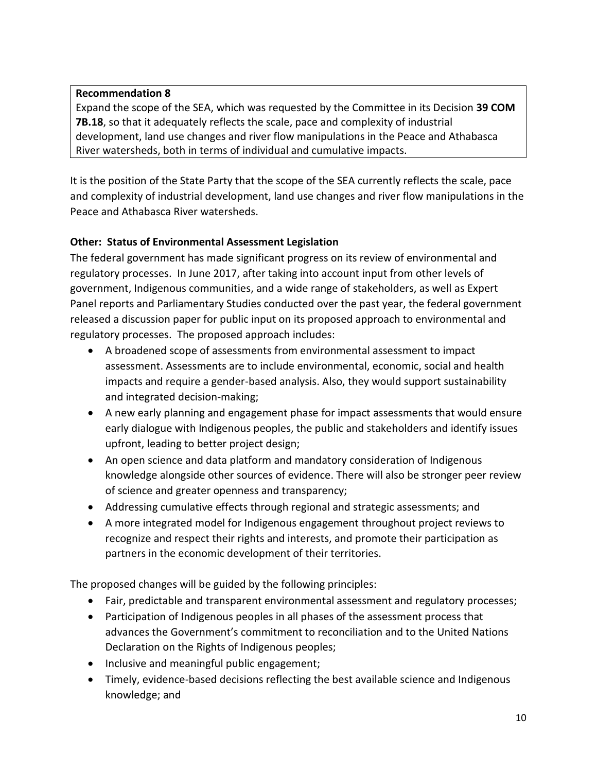**Recommendation 8**
Expand the scope of the SEA, which was requested by the Committee in its Decision **39 COM 7B.18**, so that it adequately reflects the scale, pace and complexity of industrial development, land use changes and river flow manipulations in the Peace and Athabasca River watersheds, both in terms of individual and cumulative impacts.

It is the position of the State Party that the scope of the SEA currently reflects the scale, pace and complexity of industrial development, land use changes and river flow manipulations in the Peace and Athabasca River watersheds.

**Other: Status of Environmental Assessment Legislation**

The federal government has made significant progress on its review of environmental and regulatory processes. In June 2017, after taking into account input from other levels of government, Indigenous communities, and a wide range of stakeholders, as well as Expert Panel reports and Parliamentary Studies conducted over the past year, the federal government released a discussion paper for public input on its proposed approach to environmental and regulatory processes. The proposed approach includes:

- A broadened scope of assessments from environmental assessment to impact assessment. Assessments are to include environmental, economic, social and health impacts and require a gender-based analysis. Also, they would support sustainability and integrated decision-making;
- A new early planning and engagement phase for impact assessments that would ensure early dialogue with Indigenous peoples, the public and stakeholders and identify issues upfront, leading to better project design;
- An open science and data platform and mandatory consideration of Indigenous knowledge alongside other sources of evidence. There will also be stronger peer review of science and greater openness and transparency;
- Addressing cumulative effects through regional and strategic assessments; and
- A more integrated model for Indigenous engagement throughout project reviews to recognize and respect their rights and interests, and promote their participation as partners in the economic development of their territories.

The proposed changes will be guided by the following principles:

- Fair, predictable and transparent environmental assessment and regulatory processes;
- Participation of Indigenous peoples in all phases of the assessment process that advances the Government's commitment to reconciliation and to the United Nations Declaration on the Rights of Indigenous peoples;
- Inclusive and meaningful public engagement;
- Timely, evidence-based decisions reflecting the best available science and Indigenous knowledge; and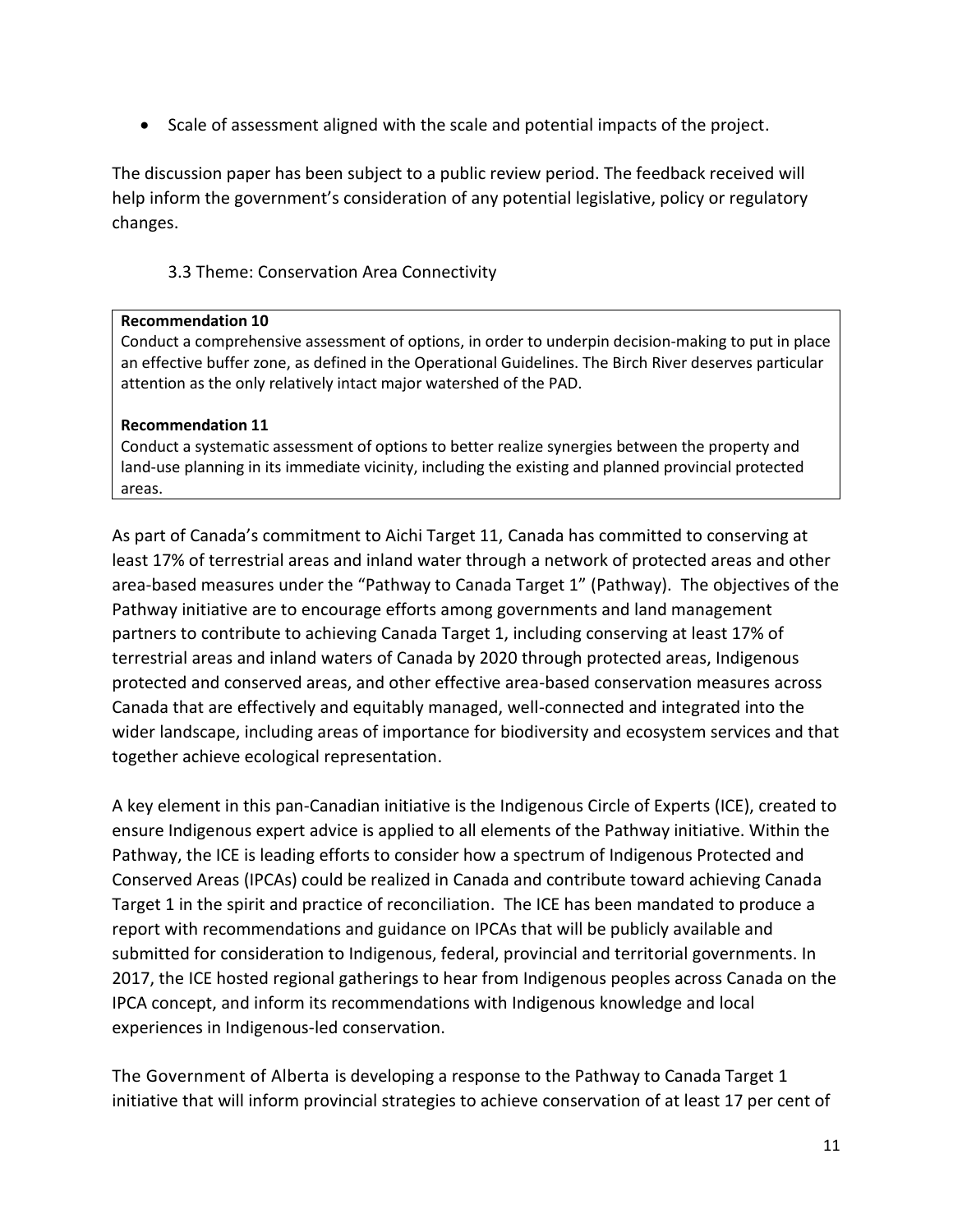- Scale of assessment aligned with the scale and potential impacts of the project.

The discussion paper has been subject to a public review period. The feedback received will help inform the government's consideration of any potential legislative, policy or regulatory changes.

### 3.3 Theme: Conservation Area Connectivity

**Recommendation 10**
Conduct a comprehensive assessment of options, in order to underpin decision-making to put in place an effective buffer zone, as defined in the Operational Guidelines. The Birch River deserves particular attention as the only relatively intact major watershed of the PAD.

**Recommendation 11**
Conduct a systematic assessment of options to better realize synergies between the property and land-use planning in its immediate vicinity, including the existing and planned provincial protected areas.

As part of Canada's commitment to Aichi Target 11, Canada has committed to conserving at least 17% of terrestrial areas and inland water through a network of protected areas and other area-based measures under the "Pathway to Canada Target 1" (Pathway). The objectives of the Pathway initiative are to encourage efforts among governments and land management partners to contribute to achieving Canada Target 1, including conserving at least 17% of terrestrial areas and inland waters of Canada by 2020 through protected areas, Indigenous protected and conserved areas, and other effective area-based conservation measures across Canada that are effectively and equitably managed, well-connected and integrated into the wider landscape, including areas of importance for biodiversity and ecosystem services and that together achieve ecological representation.

A key element in this pan-Canadian initiative is the Indigenous Circle of Experts (ICE), created to ensure Indigenous expert advice is applied to all elements of the Pathway initiative. Within the Pathway, the ICE is leading efforts to consider how a spectrum of Indigenous Protected and Conserved Areas (IPCAs) could be realized in Canada and contribute toward achieving Canada Target 1 in the spirit and practice of reconciliation. The ICE has been mandated to produce a report with recommendations and guidance on IPCAs that will be publicly available and submitted for consideration to Indigenous, federal, provincial and territorial governments. In 2017, the ICE hosted regional gatherings to hear from Indigenous peoples across Canada on the IPCA concept, and inform its recommendations with Indigenous knowledge and local experiences in Indigenous-led conservation.

The Government of Alberta is developing a response to the Pathway to Canada Target 1 initiative that will inform provincial strategies to achieve conservation of at least 17 per cent of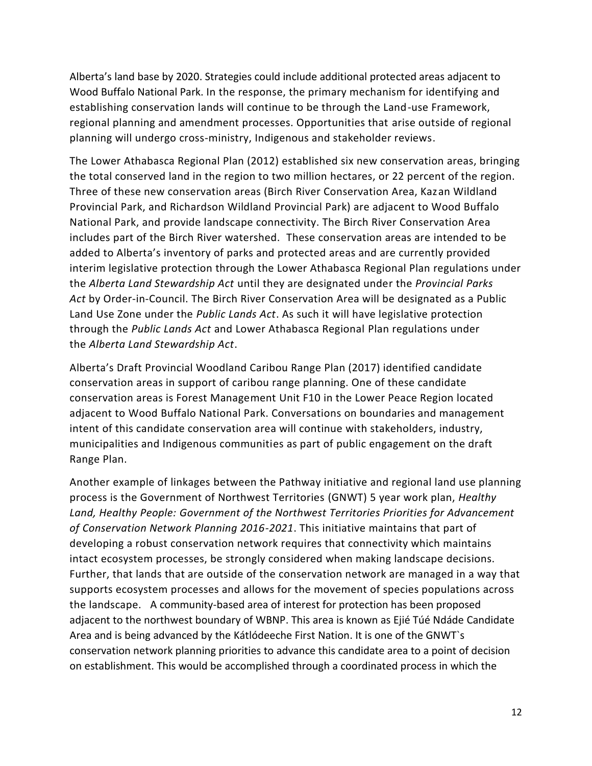Alberta's land base by 2020. Strategies could include additional protected areas adjacent to Wood Buffalo National Park. In the response, the primary mechanism for identifying and establishing conservation lands will continue to be through the Land-use Framework, regional planning and amendment processes. Opportunities that arise outside of regional planning will undergo cross-ministry, Indigenous and stakeholder reviews.

The Lower Athabasca Regional Plan (2012) established six new conservation areas, bringing the total conserved land in the region to two million hectares, or 22 percent of the region. Three of these new conservation areas (Birch River Conservation Area, Kazan Wildland Provincial Park, and Richardson Wildland Provincial Park) are adjacent to Wood Buffalo National Park, and provide landscape connectivity. The Birch River Conservation Area includes part of the Birch River watershed. These conservation areas are intended to be added to Alberta's inventory of parks and protected areas and are currently provided interim legislative protection through the Lower Athabasca Regional Plan regulations under the *Alberta Land Stewardship Act* until they are designated under the *Provincial Parks Act* by Order-in-Council. The Birch River Conservation Area will be designated as a Public Land Use Zone under the *Public Lands Act*. As such it will have legislative protection through the *Public Lands Act* and Lower Athabasca Regional Plan regulations under the *Alberta Land Stewardship Act*.

Alberta's Draft Provincial Woodland Caribou Range Plan (2017) identified candidate conservation areas in support of caribou range planning. One of these candidate conservation areas is Forest Management Unit F10 in the Lower Peace Region located adjacent to Wood Buffalo National Park. Conversations on boundaries and management intent of this candidate conservation area will continue with stakeholders, industry, municipalities and Indigenous communities as part of public engagement on the draft Range Plan.

Another example of linkages between the Pathway initiative and regional land use planning process is the Government of Northwest Territories (GNWT) 5 year work plan, *Healthy Land, Healthy People: Government of the Northwest Territories Priorities for Advancement of Conservation Network Planning 2016-2021*. This initiative maintains that part of developing a robust conservation network requires that connectivity which maintains intact ecosystem processes, be strongly considered when making landscape decisions. Further, that lands that are outside of the conservation network are managed in a way that supports ecosystem processes and allows for the movement of species populations across the landscape. A community-based area of interest for protection has been proposed adjacent to the northwest boundary of WBNP. This area is known as Ejié Túé Ndáde Candidate Area and is being advanced by the Kátlódeeche First Nation. It is one of the GNWT`s conservation network planning priorities to advance this candidate area to a point of decision on establishment. This would be accomplished through a coordinated process in which the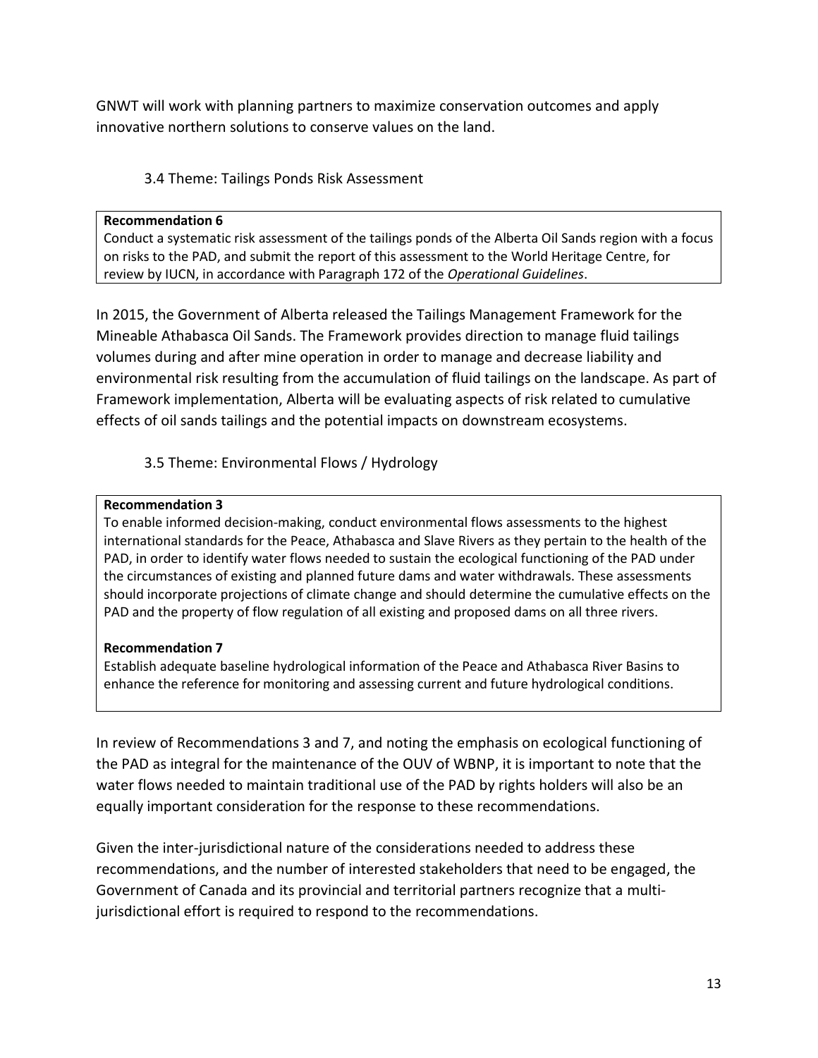GNWT will work with planning partners to maximize conservation outcomes and apply innovative northern solutions to conserve values on the land.

### 3.4 Theme: Tailings Ponds Risk Assessment

> **Recommendation 6**
> Conduct a systematic risk assessment of the tailings ponds of the Alberta Oil Sands region with a focus on risks to the PAD, and submit the report of this assessment to the World Heritage Centre, for review by IUCN, in accordance with Paragraph 172 of the *Operational Guidelines*.

In 2015, the Government of Alberta released the Tailings Management Framework for the Mineable Athabasca Oil Sands. The Framework provides direction to manage fluid tailings volumes during and after mine operation in order to manage and decrease liability and environmental risk resulting from the accumulation of fluid tailings on the landscape. As part of Framework implementation, Alberta will be evaluating aspects of risk related to cumulative effects of oil sands tailings and the potential impacts on downstream ecosystems.

### 3.5 Theme: Environmental Flows / Hydrology

> **Recommendation 3**
> To enable informed decision-making, conduct environmental flows assessments to the highest international standards for the Peace, Athabasca and Slave Rivers as they pertain to the health of the PAD, in order to identify water flows needed to sustain the ecological functioning of the PAD under the circumstances of existing and planned future dams and water withdrawals. These assessments should incorporate projections of climate change and should determine the cumulative effects on the PAD and the property of flow regulation of all existing and proposed dams on all three rivers.
>
> **Recommendation 7**
> Establish adequate baseline hydrological information of the Peace and Athabasca River Basins to enhance the reference for monitoring and assessing current and future hydrological conditions.

In review of Recommendations 3 and 7, and noting the emphasis on ecological functioning of the PAD as integral for the maintenance of the OUV of WBNP, it is important to note that the water flows needed to maintain traditional use of the PAD by rights holders will also be an equally important consideration for the response to these recommendations.

Given the inter-jurisdictional nature of the considerations needed to address these recommendations, and the number of interested stakeholders that need to be engaged, the Government of Canada and its provincial and territorial partners recognize that a multi-jurisdictional effort is required to respond to the recommendations.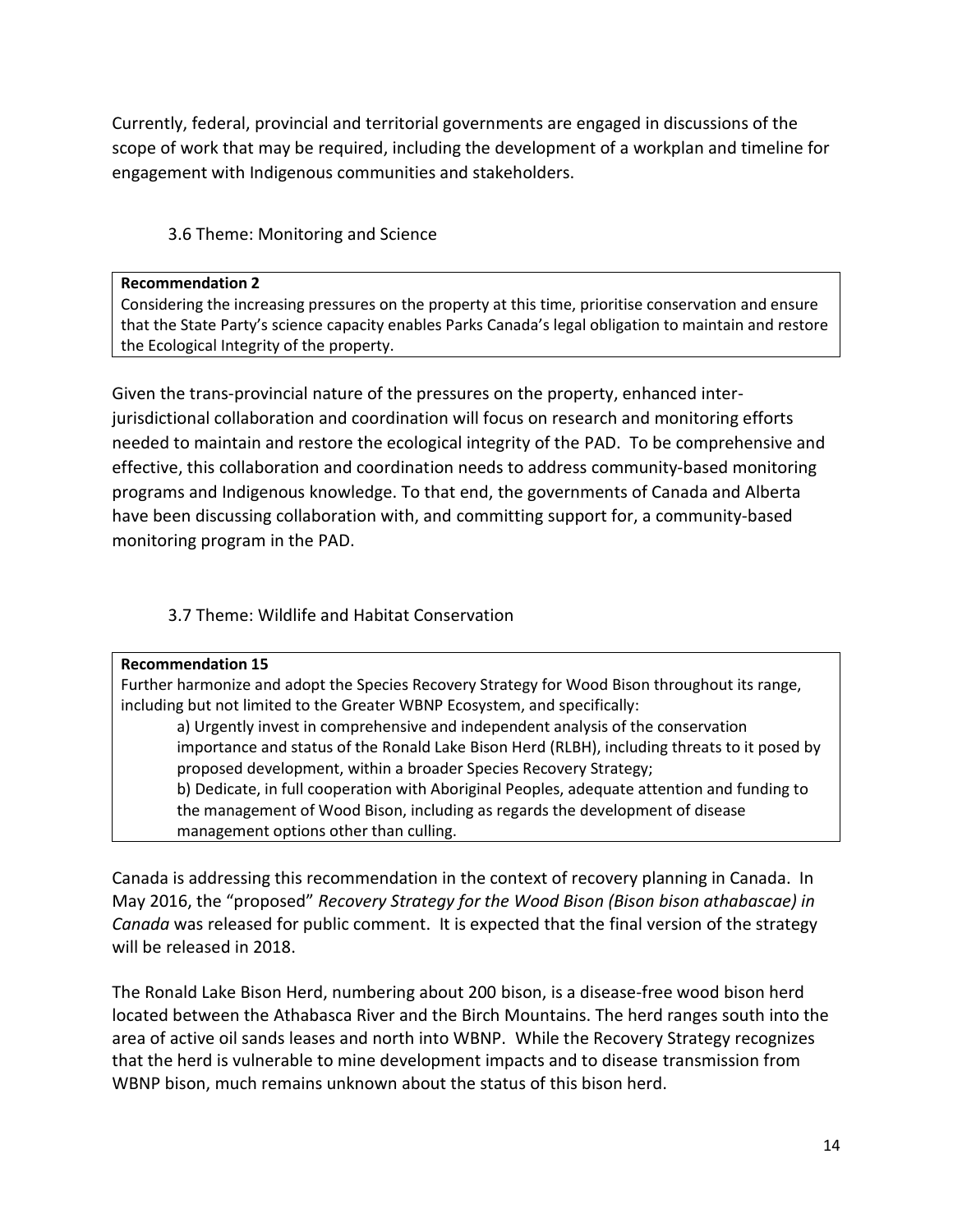Currently, federal, provincial and territorial governments are engaged in discussions of the scope of work that may be required, including the development of a workplan and timeline for engagement with Indigenous communities and stakeholders.

### 3.6 Theme: Monitoring and Science

> **Recommendation 2**
> Considering the increasing pressures on the property at this time, prioritise conservation and ensure that the State Party's science capacity enables Parks Canada's legal obligation to maintain and restore the Ecological Integrity of the property.

Given the trans-provincial nature of the pressures on the property, enhanced inter-jurisdictional collaboration and coordination will focus on research and monitoring efforts needed to maintain and restore the ecological integrity of the PAD. To be comprehensive and effective, this collaboration and coordination needs to address community-based monitoring programs and Indigenous knowledge. To that end, the governments of Canada and Alberta have been discussing collaboration with, and committing support for, a community-based monitoring program in the PAD.

### 3.7 Theme: Wildlife and Habitat Conservation

> **Recommendation 15**
> Further harmonize and adopt the Species Recovery Strategy for Wood Bison throughout its range, including but not limited to the Greater WBNP Ecosystem, and specifically:
>
> a) Urgently invest in comprehensive and independent analysis of the conservation importance and status of the Ronald Lake Bison Herd (RLBH), including threats to it posed by proposed development, within a broader Species Recovery Strategy;
> b) Dedicate, in full cooperation with Aboriginal Peoples, adequate attention and funding to the management of Wood Bison, including as regards the development of disease management options other than culling.

Canada is addressing this recommendation in the context of recovery planning in Canada. In May 2016, the "proposed" *Recovery Strategy for the Wood Bison (Bison bison athabascae) in Canada* was released for public comment. It is expected that the final version of the strategy will be released in 2018.

The Ronald Lake Bison Herd, numbering about 200 bison, is a disease-free wood bison herd located between the Athabasca River and the Birch Mountains. The herd ranges south into the area of active oil sands leases and north into WBNP. While the Recovery Strategy recognizes that the herd is vulnerable to mine development impacts and to disease transmission from WBNP bison, much remains unknown about the status of this bison herd.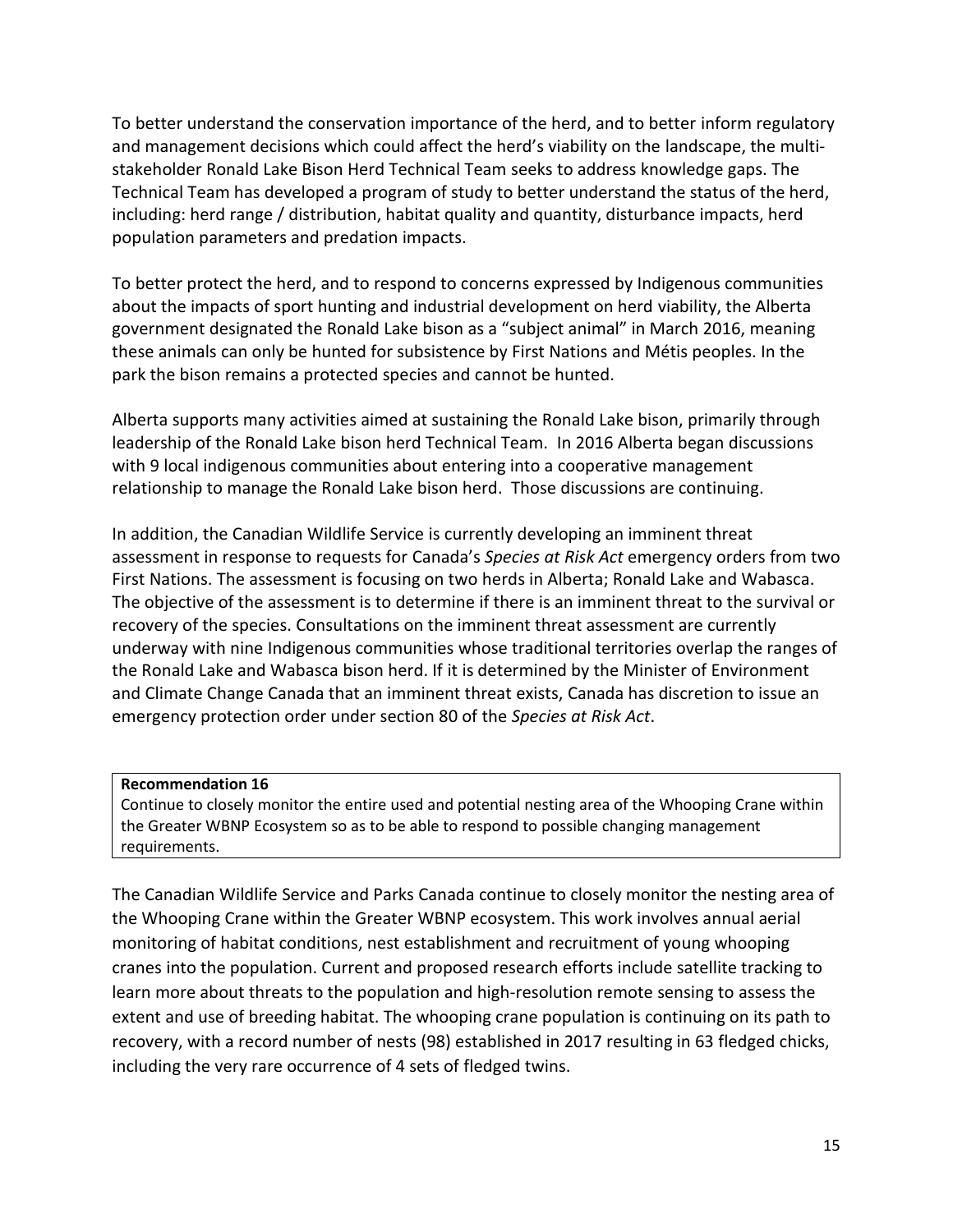To better understand the conservation importance of the herd, and to better inform regulatory and management decisions which could affect the herd's viability on the landscape, the multi-stakeholder Ronald Lake Bison Herd Technical Team seeks to address knowledge gaps. The Technical Team has developed a program of study to better understand the status of the herd, including: herd range / distribution, habitat quality and quantity, disturbance impacts, herd population parameters and predation impacts.

To better protect the herd, and to respond to concerns expressed by Indigenous communities about the impacts of sport hunting and industrial development on herd viability, the Alberta government designated the Ronald Lake bison as a "subject animal" in March 2016, meaning these animals can only be hunted for subsistence by First Nations and Métis peoples. In the park the bison remains a protected species and cannot be hunted.

Alberta supports many activities aimed at sustaining the Ronald Lake bison, primarily through leadership of the Ronald Lake bison herd Technical Team. In 2016 Alberta began discussions with 9 local indigenous communities about entering into a cooperative management relationship to manage the Ronald Lake bison herd. Those discussions are continuing.

In addition, the Canadian Wildlife Service is currently developing an imminent threat assessment in response to requests for Canada's *Species at Risk Act* emergency orders from two First Nations. The assessment is focusing on two herds in Alberta; Ronald Lake and Wabasca. The objective of the assessment is to determine if there is an imminent threat to the survival or recovery of the species. Consultations on the imminent threat assessment are currently underway with nine Indigenous communities whose traditional territories overlap the ranges of the Ronald Lake and Wabasca bison herd. If it is determined by the Minister of Environment and Climate Change Canada that an imminent threat exists, Canada has discretion to issue an emergency protection order under section 80 of the *Species at Risk Act*.

**Recommendation 16**

Continue to closely monitor the entire used and potential nesting area of the Whooping Crane within the Greater WBNP Ecosystem so as to be able to respond to possible changing management requirements.

The Canadian Wildlife Service and Parks Canada continue to closely monitor the nesting area of the Whooping Crane within the Greater WBNP ecosystem. This work involves annual aerial monitoring of habitat conditions, nest establishment and recruitment of young whooping cranes into the population. Current and proposed research efforts include satellite tracking to learn more about threats to the population and high-resolution remote sensing to assess the extent and use of breeding habitat. The whooping crane population is continuing on its path to recovery, with a record number of nests (98) established in 2017 resulting in 63 fledged chicks, including the very rare occurrence of 4 sets of fledged twins.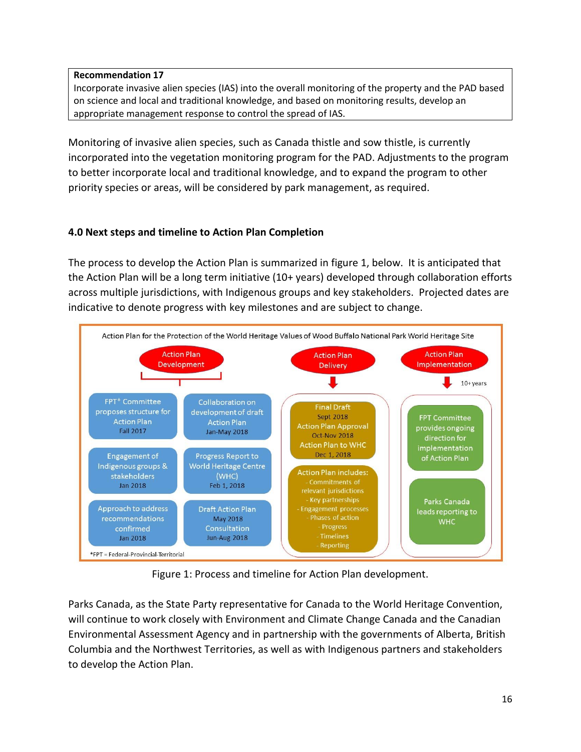**Recommendation 17**
Incorporate invasive alien species (IAS) into the overall monitoring of the property and the PAD based on science and local and traditional knowledge, and based on monitoring results, develop an appropriate management response to control the spread of IAS.

Monitoring of invasive alien species, such as Canada thistle and sow thistle, is currently incorporated into the vegetation monitoring program for the PAD. Adjustments to the program to better incorporate local and traditional knowledge, and to expand the program to other priority species or areas, will be considered by park management, as required.

## 4.0 Next steps and timeline to Action Plan Completion

The process to develop the Action Plan is summarized in figure 1, below. It is anticipated that the Action Plan will be a long term initiative (10+ years) developed through collaboration efforts across multiple jurisdictions, with Indigenous groups and key stakeholders. Projected dates are indicative to denote progress with key milestones and are subject to change.

Action Plan for the Protection of the World Heritage Values of Wood Buffalo National Park World Heritage Site

Action Plan Development

FPT* Committee proposes structure for Action Plan
Fall 2017

Collaboration on development of draft Action Plan
Jan-May 2018

Engagement of Indigenous groups & stakeholders
Jan 2018

Progress Report to World Heritage Centre (WHC)
Feb 1, 2018

Approach to address recommendations confirmed
Jan 2018

Draft Action Plan
May 2018
Consultation
Jun-Aug 2018

Action Plan Delivery

Final Draft
Sept 2018
Action Plan Approval
Oct-Nov 2018
Action Plan to WHC
Dec 1, 2018

Action Plan includes:
- Commitments of relevant jurisdictions
- Key partnerships
- Engagement processes
- Phases of action
- Progress
- Timelines
- Reporting

Action Plan Implementation

10+ years

FPT Committee provides ongoing direction for implementation of Action Plan

Parks Canada leads reporting to WHC

*FPT = Federal-Provincial-Territorial

Figure 1: Process and timeline for Action Plan development.

Parks Canada, as the State Party representative for Canada to the World Heritage Convention, will continue to work closely with Environment and Climate Change Canada and the Canadian Environmental Assessment Agency and in partnership with the governments of Alberta, British Columbia and the Northwest Territories, as well as with Indigenous partners and stakeholders to develop the Action Plan.